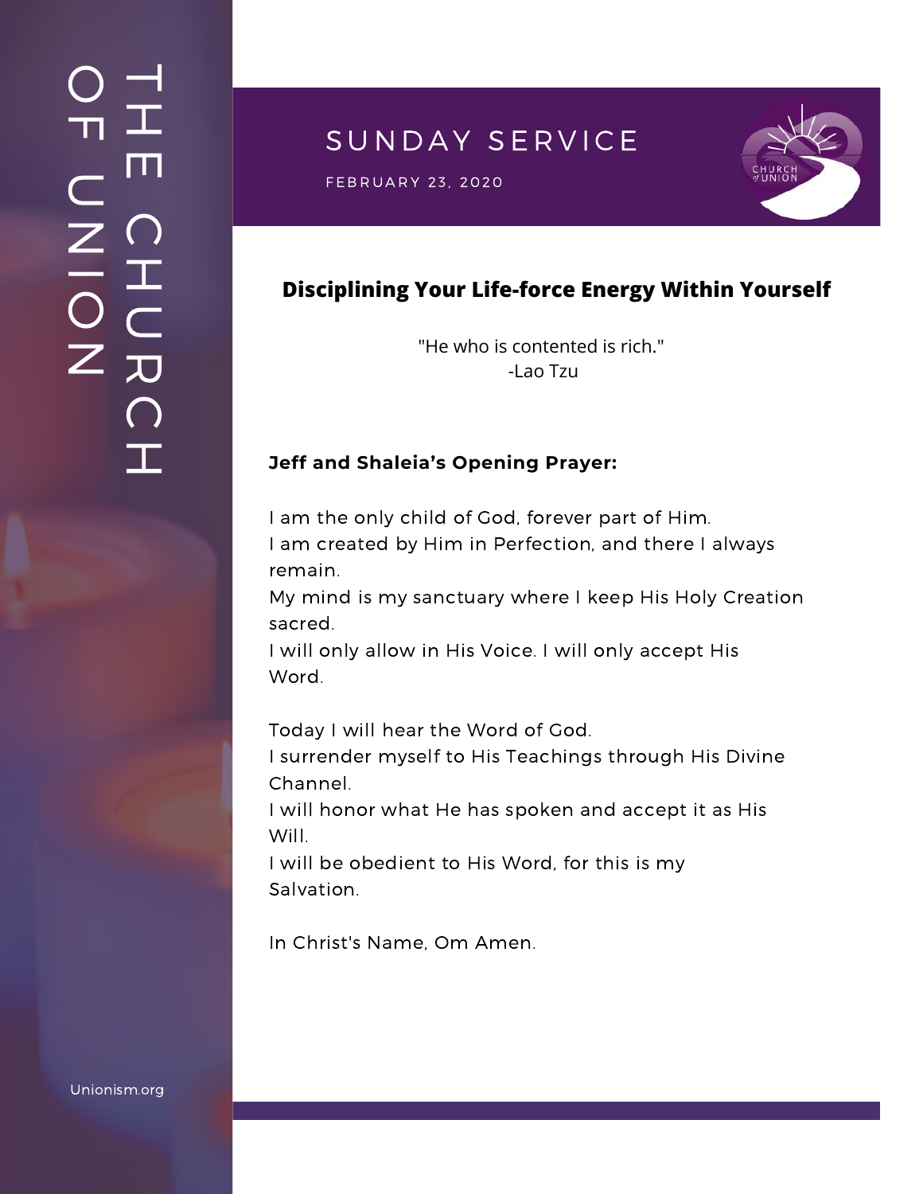# THE CHURCH OF UNION

## SUNDAY SERVICE

FEBRUARY 23, 2020

### Disciplining Your Life-force Energy Within Yourself

"He who is contented is rich."
-Lao Tzu

**Jeff and Shaleia's Opening Prayer:**

I am the only child of God, forever part of Him.
I am created by Him in Perfection, and there I always remain.
My mind is my sanctuary where I keep His Holy Creation sacred.
I will only allow in His Voice. I will only accept His Word.

Today I will hear the Word of God.
I surrender myself to His Teachings through His Divine Channel.
I will honor what He has spoken and accept it as His Will.
I will be obedient to His Word, for this is my Salvation.

In Christ's Name, Om Amen.

Unionism.org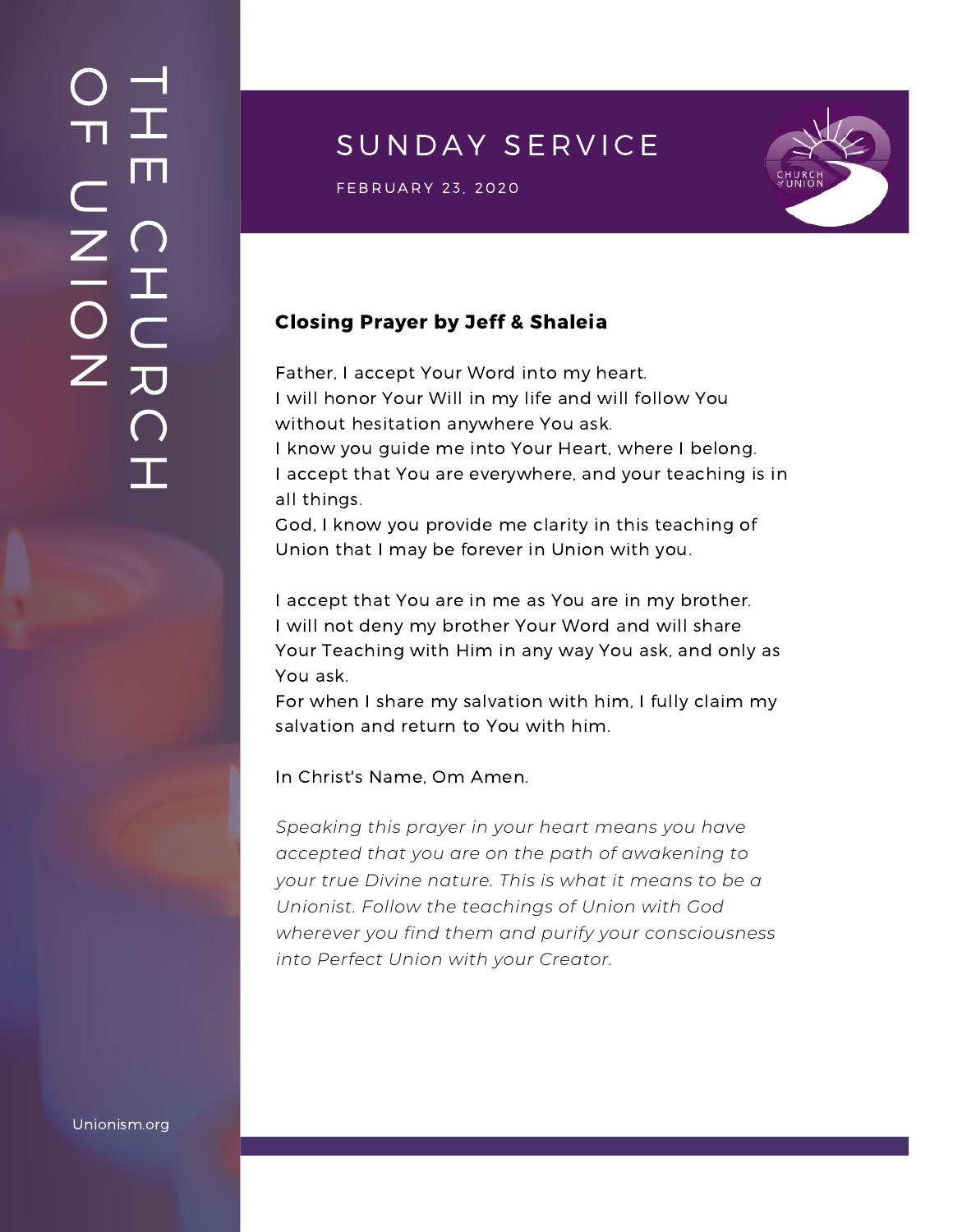# SUNDAY SERVICE

FEBRUARY 23, 2020

**Closing Prayer by Jeff & Shaleia**

Father, I accept Your Word into my heart.
I will honor Your Will in my life and will follow You without hesitation anywhere You ask.
I know you guide me into Your Heart, where I belong.
I accept that You are everywhere, and your teaching is in all things.
God, I know you provide me clarity in this teaching of Union that I may be forever in Union with you.

I accept that You are in me as You are in my brother.
I will not deny my brother Your Word and will share Your Teaching with Him in any way You ask, and only as You ask.
For when I share my salvation with him, I fully claim my salvation and return to You with him.

In Christ's Name, Om Amen.

*Speaking this prayer in your heart means you have accepted that you are on the path of awakening to your true Divine nature. This is what it means to be a Unionist. Follow the teachings of Union with God wherever you find them and purify your consciousness into Perfect Union with your Creator.*